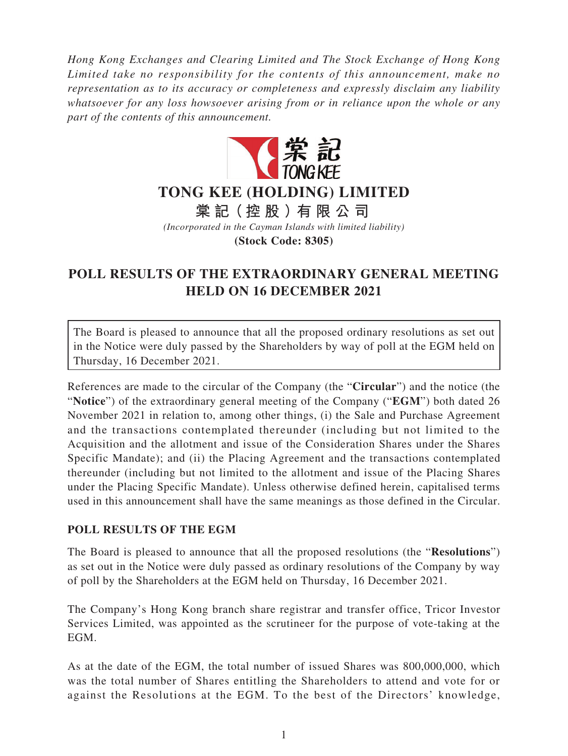*Hong Kong Exchanges and Clearing Limited and The Stock Exchange of Hong Kong Limited take no responsibility for the contents of this announcement, make no representation as to its accuracy or completeness and expressly disclaim any liability whatsoever for any loss howsoever arising from or in reliance upon the whole or any part of the contents of this announcement.*

# TONG KEE (HOLDING) LIMITED

**棠記（控股）有限公司**

*(Incorporated in the Cayman Islands with limited liability)*

**(Stock Code: 8305)**

## POLL RESULTS OF THE EXTRAORDINARY GENERAL MEETING HELD ON 16 DECEMBER 2021

The Board is pleased to announce that all the proposed ordinary resolutions as set out in the Notice were duly passed by the Shareholders by way of poll at the EGM held on Thursday, 16 December 2021.

References are made to the circular of the Company (the "**Circular**") and the notice (the "**Notice**") of the extraordinary general meeting of the Company ("**EGM**") both dated 26 November 2021 in relation to, among other things, (i) the Sale and Purchase Agreement and the transactions contemplated thereunder (including but not limited to the Acquisition and the allotment and issue of the Consideration Shares under the Shares Specific Mandate); and (ii) the Placing Agreement and the transactions contemplated thereunder (including but not limited to the allotment and issue of the Placing Shares under the Placing Specific Mandate). Unless otherwise defined herein, capitalised terms used in this announcement shall have the same meanings as those defined in the Circular.

### POLL RESULTS OF THE EGM

The Board is pleased to announce that all the proposed resolutions (the "**Resolutions**") as set out in the Notice were duly passed as ordinary resolutions of the Company by way of poll by the Shareholders at the EGM held on Thursday, 16 December 2021.

The Company's Hong Kong branch share registrar and transfer office, Tricor Investor Services Limited, was appointed as the scrutineer for the purpose of vote-taking at the EGM.

As at the date of the EGM, the total number of issued Shares was 800,000,000, which was the total number of Shares entitling the Shareholders to attend and vote for or against the Resolutions at the EGM. To the best of the Directors' knowledge,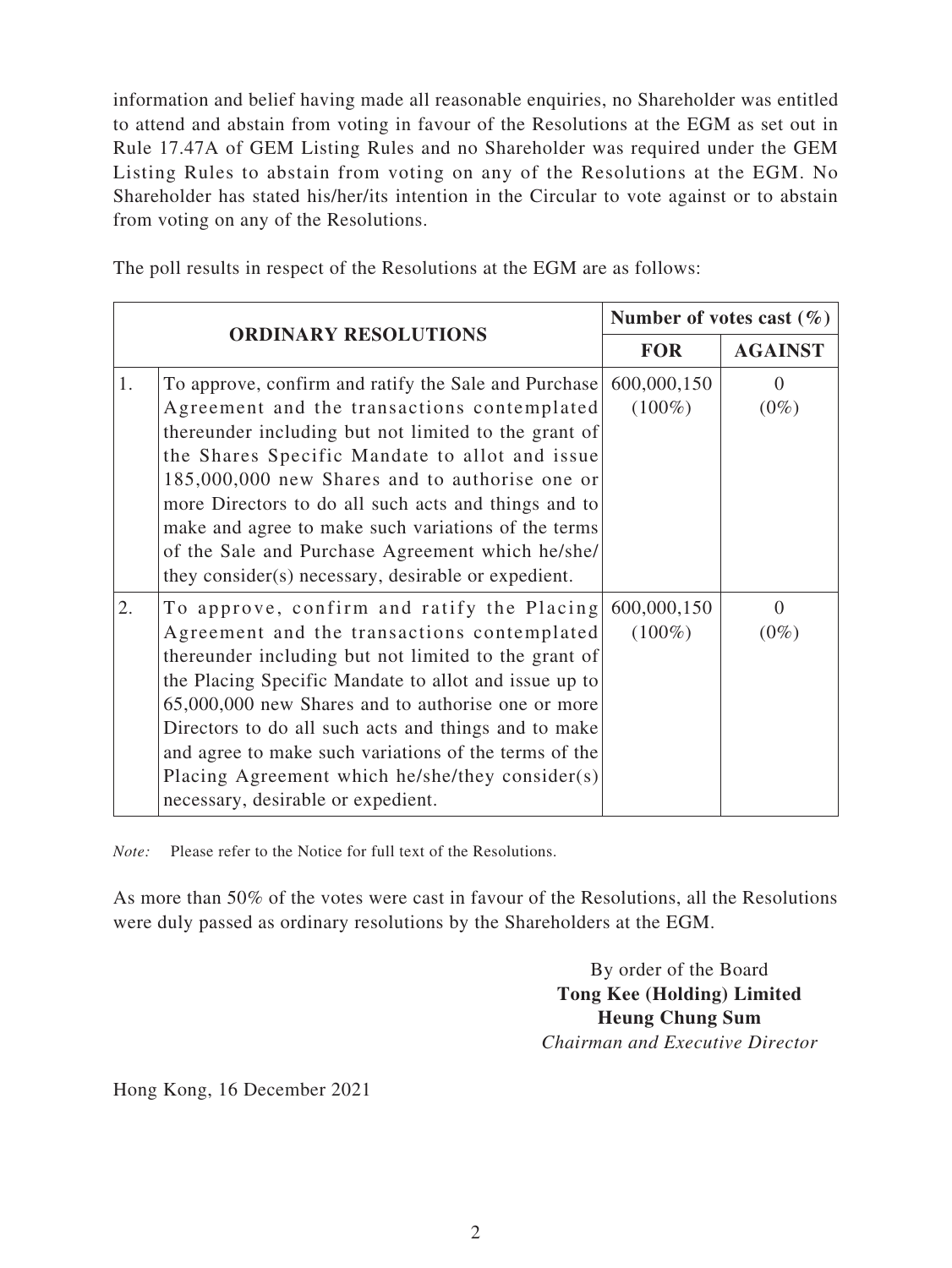information and belief having made all reasonable enquiries, no Shareholder was entitled to attend and abstain from voting in favour of the Resolutions at the EGM as set out in Rule 17.47A of GEM Listing Rules and no Shareholder was required under the GEM Listing Rules to abstain from voting on any of the Resolutions at the EGM. No Shareholder has stated his/her/its intention in the Circular to vote against or to abstain from voting on any of the Resolutions.

The poll results in respect of the Resolutions at the EGM are as follows:

| **ORDINARY RESOLUTIONS** | | **Number of votes cast (%)** | |
|---|---|---|---|
| | | **FOR** | **AGAINST** |
| 1. | To approve, confirm and ratify the Sale and Purchase Agreement and the transactions contemplated thereunder including but not limited to the grant of the Shares Specific Mandate to allot and issue 185,000,000 new Shares and to authorise one or more Directors to do all such acts and things and to make and agree to make such variations of the terms of the Sale and Purchase Agreement which he/she/they consider(s) necessary, desirable or expedient. | 600,000,150 (100%) | 0 (0%) |
| 2. | To approve, confirm and ratify the Placing Agreement and the transactions contemplated thereunder including but not limited to the grant of the Placing Specific Mandate to allot and issue up to 65,000,000 new Shares and to authorise one or more Directors to do all such acts and things and to make and agree to make such variations of the terms of the Placing Agreement which he/she/they consider(s) necessary, desirable or expedient. | 600,000,150 (100%) | 0 (0%) |

*Note:* Please refer to the Notice for full text of the Resolutions.

As more than 50% of the votes were cast in favour of the Resolutions, all the Resolutions were duly passed as ordinary resolutions by the Shareholders at the EGM.

By order of the Board
**Tong Kee (Holding) Limited**
**Heung Chung Sum**
*Chairman and Executive Director*

Hong Kong, 16 December 2021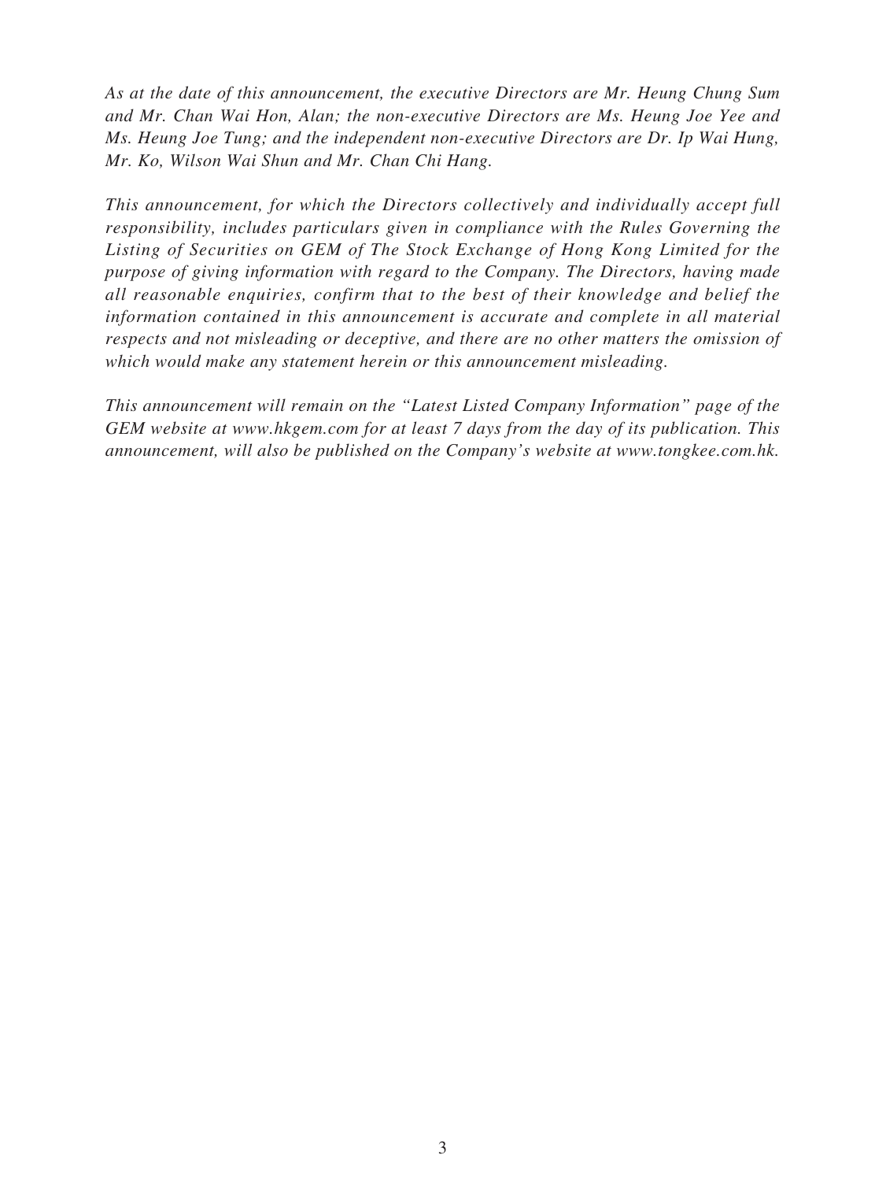*As at the date of this announcement, the executive Directors are Mr. Heung Chung Sum and Mr. Chan Wai Hon, Alan; the non-executive Directors are Ms. Heung Joe Yee and Ms. Heung Joe Tung; and the independent non-executive Directors are Dr. Ip Wai Hung, Mr. Ko, Wilson Wai Shun and Mr. Chan Chi Hang.*

*This announcement, for which the Directors collectively and individually accept full responsibility, includes particulars given in compliance with the Rules Governing the Listing of Securities on GEM of The Stock Exchange of Hong Kong Limited for the purpose of giving information with regard to the Company. The Directors, having made all reasonable enquiries, confirm that to the best of their knowledge and belief the information contained in this announcement is accurate and complete in all material respects and not misleading or deceptive, and there are no other matters the omission of which would make any statement herein or this announcement misleading.*

*This announcement will remain on the "Latest Listed Company Information" page of the GEM website at www.hkgem.com for at least 7 days from the day of its publication. This announcement, will also be published on the Company's website at www.tongkee.com.hk.*